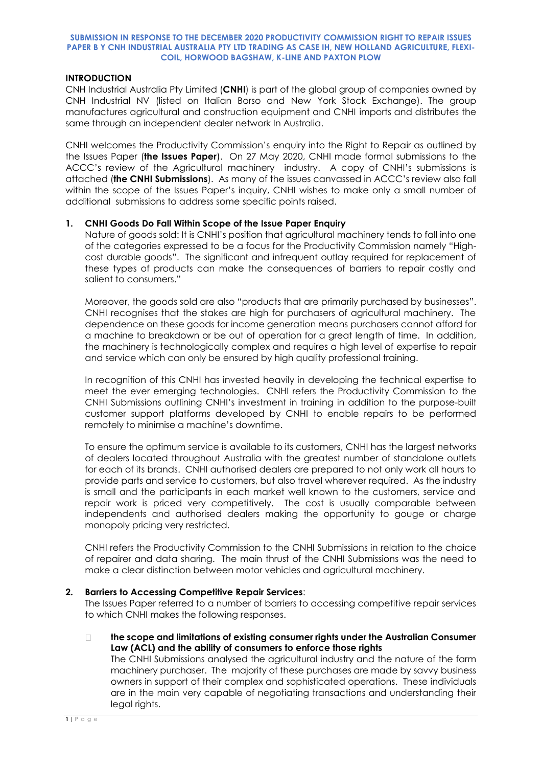**SUBMISSION IN RESPONSE TO THE DECEMBER 2020 PRODUCTIVITY COMMISSION RIGHT TO REPAIR ISSUES PAPER B Y CNH INDUSTRIAL AUSTRALIA PTY LTD TRADING AS CASE IH, NEW HOLLAND AGRICULTURE, FLEXI-COIL, HORWOOD BAGSHAW, K-LINE AND PAXTON PLOW**

## INTRODUCTION

CNH Industrial Australia Pty Limited (**CNHI**) is part of the global group of companies owned by CNH Industrial NV (listed on Italian Borso and New York Stock Exchange). The group manufactures agricultural and construction equipment and CNHI imports and distributes the same through an independent dealer network In Australia.

CNHI welcomes the Productivity Commission's enquiry into the Right to Repair as outlined by the Issues Paper (**the Issues Paper**). On 27 May 2020, CNHI made formal submissions to the ACCC's review of the Agricultural machinery industry. A copy of CNHI's submissions is attached (**the CNHI Submissions**). As many of the issues canvassed in ACCC's review also fall within the scope of the Issues Paper's inquiry, CNHI wishes to make only a small number of additional submissions to address some specific points raised.

### 1. CNHI Goods Do Fall Within Scope of the Issue Paper Enquiry

Nature of goods sold: It is CNHI's position that agricultural machinery tends to fall into one of the categories expressed to be a focus for the Productivity Commission namely "High-cost durable goods". The significant and infrequent outlay required for replacement of these types of products can make the consequences of barriers to repair costly and salient to consumers."

Moreover, the goods sold are also "products that are primarily purchased by businesses". CNHI recognises that the stakes are high for purchasers of agricultural machinery. The dependence on these goods for income generation means purchasers cannot afford for a machine to breakdown or be out of operation for a great length of time. In addition, the machinery is technologically complex and requires a high level of expertise to repair and service which can only be ensured by high quality professional training.

In recognition of this CNHI has invested heavily in developing the technical expertise to meet the ever emerging technologies. CNHI refers the Productivity Commission to the CNHI Submissions outlining CNHI's investment in training in addition to the purpose-built customer support platforms developed by CNHI to enable repairs to be performed remotely to minimise a machine's downtime.

To ensure the optimum service is available to its customers, CNHI has the largest networks of dealers located throughout Australia with the greatest number of standalone outlets for each of its brands. CNHI authorised dealers are prepared to not only work all hours to provide parts and service to customers, but also travel wherever required. As the industry is small and the participants in each market well known to the customers, service and repair work is priced very competitively. The cost is usually comparable between independents and authorised dealers making the opportunity to gouge or charge monopoly pricing very restricted.

CNHI refers the Productivity Commission to the CNHI Submissions in relation to the choice of repairer and data sharing. The main thrust of the CNHI Submissions was the need to make a clear distinction between motor vehicles and agricultural machinery.

### 2. Barriers to Accessing Competitive Repair Services:

The Issues Paper referred to a number of barriers to accessing competitive repair services to which CNHI makes the following responses.

- **the scope and limitations of existing consumer rights under the Australian Consumer Law (ACL) and the ability of consumers to enforce those rights**

  The CNHI Submissions analysed the agricultural industry and the nature of the farm machinery purchaser. The majority of these purchases are made by savvy business owners in support of their complex and sophisticated operations. These individuals are in the main very capable of negotiating transactions and understanding their legal rights.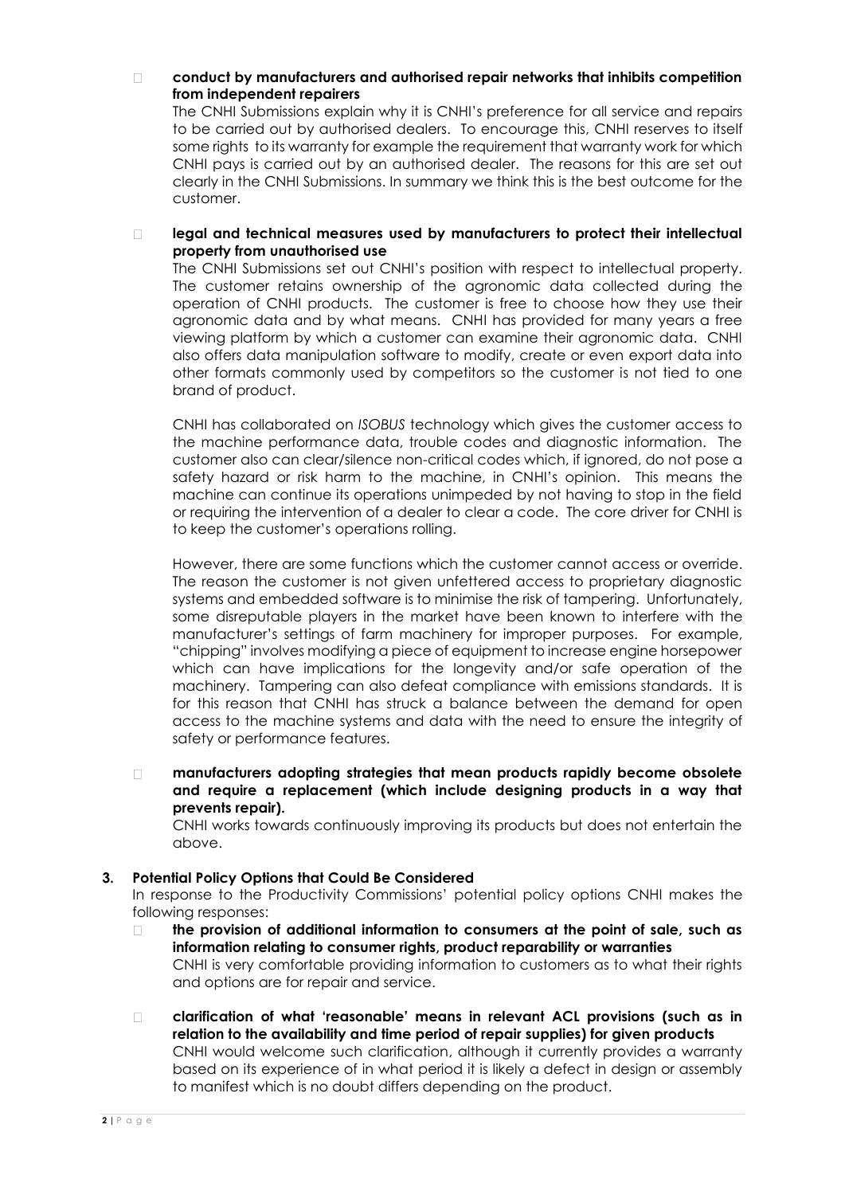- **conduct by manufacturers and authorised repair networks that inhibits competition from independent repairers**

  The CNHI Submissions explain why it is CNHI's preference for all service and repairs to be carried out by authorised dealers. To encourage this, CNHI reserves to itself some rights to its warranty for example the requirement that warranty work for which CNHI pays is carried out by an authorised dealer. The reasons for this are set out clearly in the CNHI Submissions. In summary we think this is the best outcome for the customer.

- **legal and technical measures used by manufacturers to protect their intellectual property from unauthorised use**

  The CNHI Submissions set out CNHI's position with respect to intellectual property. The customer retains ownership of the agronomic data collected during the operation of CNHI products. The customer is free to choose how they use their agronomic data and by what means. CNHI has provided for many years a free viewing platform by which a customer can examine their agronomic data. CNHI also offers data manipulation software to modify, create or even export data into other formats commonly used by competitors so the customer is not tied to one brand of product.

  CNHI has collaborated on *ISOBUS* technology which gives the customer access to the machine performance data, trouble codes and diagnostic information. The customer also can clear/silence non-critical codes which, if ignored, do not pose a safety hazard or risk harm to the machine, in CNHI's opinion. This means the machine can continue its operations unimpeded by not having to stop in the field or requiring the intervention of a dealer to clear a code. The core driver for CNHI is to keep the customer's operations rolling.

  However, there are some functions which the customer cannot access or override. The reason the customer is not given unfettered access to proprietary diagnostic systems and embedded software is to minimise the risk of tampering. Unfortunately, some disreputable players in the market have been known to interfere with the manufacturer's settings of farm machinery for improper purposes. For example, "chipping" involves modifying a piece of equipment to increase engine horsepower which can have implications for the longevity and/or safe operation of the machinery. Tampering can also defeat compliance with emissions standards. It is for this reason that CNHI has struck a balance between the demand for open access to the machine systems and data with the need to ensure the integrity of safety or performance features.

- **manufacturers adopting strategies that mean products rapidly become obsolete and require a replacement (which include designing products in a way that prevents repair).**

  CNHI works towards continuously improving its products but does not entertain the above.

## 3. Potential Policy Options that Could Be Considered

In response to the Productivity Commissions' potential policy options CNHI makes the following responses:

- **the provision of additional information to consumers at the point of sale, such as information relating to consumer rights, product reparability or warranties**

  CNHI is very comfortable providing information to customers as to what their rights and options are for repair and service.

- **clarification of what 'reasonable' means in relevant ACL provisions (such as in relation to the availability and time period of repair supplies) for given products**

  CNHI would welcome such clarification, although it currently provides a warranty based on its experience of in what period it is likely a defect in design or assembly to manifest which is no doubt differs depending on the product.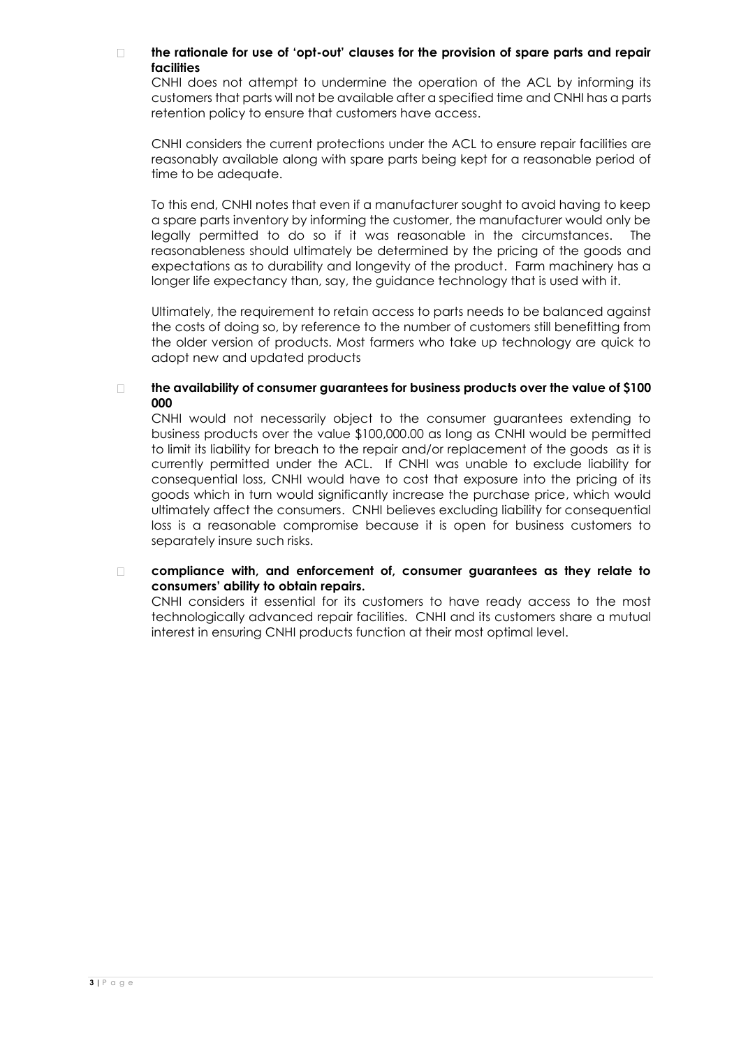- **the rationale for use of 'opt-out' clauses for the provision of spare parts and repair facilities**

  CNHI does not attempt to undermine the operation of the ACL by informing its customers that parts will not be available after a specified time and CNHI has a parts retention policy to ensure that customers have access.

  CNHI considers the current protections under the ACL to ensure repair facilities are reasonably available along with spare parts being kept for a reasonable period of time to be adequate.

  To this end, CNHI notes that even if a manufacturer sought to avoid having to keep a spare parts inventory by informing the customer, the manufacturer would only be legally permitted to do so if it was reasonable in the circumstances. The reasonableness should ultimately be determined by the pricing of the goods and expectations as to durability and longevity of the product. Farm machinery has a longer life expectancy than, say, the guidance technology that is used with it.

  Ultimately, the requirement to retain access to parts needs to be balanced against the costs of doing so, by reference to the number of customers still benefitting from the older version of products. Most farmers who take up technology are quick to adopt new and updated products

- **the availability of consumer guarantees for business products over the value of $100 000**

  CNHI would not necessarily object to the consumer guarantees extending to business products over the value $100,000.00 as long as CNHI would be permitted to limit its liability for breach to the repair and/or replacement of the goods as it is currently permitted under the ACL. If CNHI was unable to exclude liability for consequential loss, CNHI would have to cost that exposure into the pricing of its goods which in turn would significantly increase the purchase price, which would ultimately affect the consumers. CNHI believes excluding liability for consequential loss is a reasonable compromise because it is open for business customers to separately insure such risks.

- **compliance with, and enforcement of, consumer guarantees as they relate to consumers' ability to obtain repairs.**

  CNHI considers it essential for its customers to have ready access to the most technologically advanced repair facilities. CNHI and its customers share a mutual interest in ensuring CNHI products function at their most optimal level.